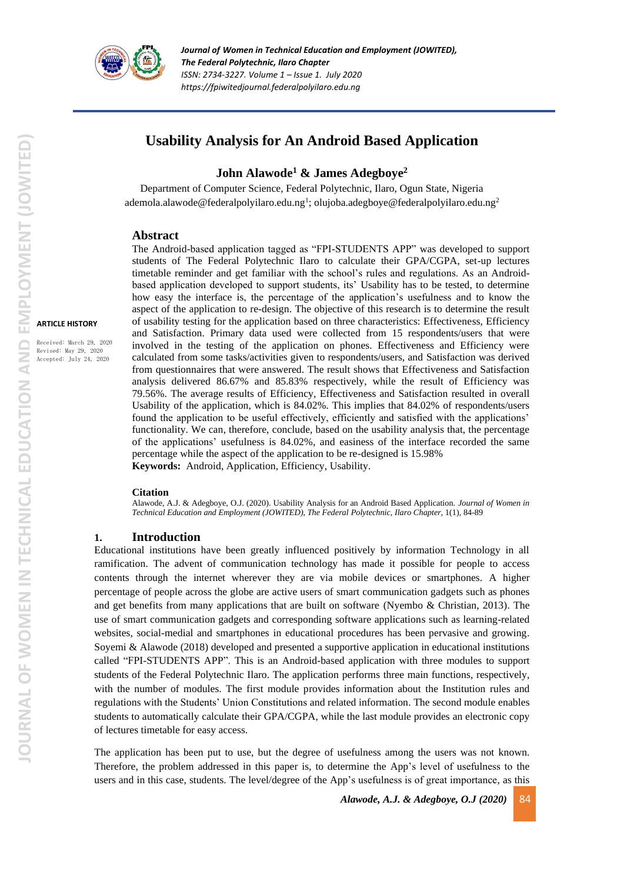# Usability Analysis for An Android Based Application

**John Alawode[1] & James Adegboye[2]**

Department of Computer Science, Federal Polytechnic, Ilaro, Ogun State, Nigeria
ademola.alawode@federalpolyilaro.edu.ng[1]; olujoba.adegboye@federalpolyilaro.edu.ng[2]

**ARTICLE HISTORY**

Received: March 29, 2020
Revised: May 29, 2020
Accepted: July 24, 2020

## Abstract

The Android-based application tagged as "FPI-STUDENTS APP" was developed to support students of The Federal Polytechnic Ilaro to calculate their GPA/CGPA, set-up lectures timetable reminder and get familiar with the school's rules and regulations. As an Android-based application developed to support students, its' Usability has to be tested, to determine how easy the interface is, the percentage of the application's usefulness and to know the aspect of the application to re-design. The objective of this research is to determine the result of usability testing for the application based on three characteristics: Effectiveness, Efficiency and Satisfaction. Primary data used were collected from 15 respondents/users that were involved in the testing of the application on phones. Effectiveness and Efficiency were calculated from some tasks/activities given to respondents/users, and Satisfaction was derived from questionnaires that were answered. The result shows that Effectiveness and Satisfaction analysis delivered 86.67% and 85.83% respectively, while the result of Efficiency was 79.56%. The average results of Efficiency, Effectiveness and Satisfaction resulted in overall Usability of the application, which is 84.02%. This implies that 84.02% of respondents/users found the application to be useful effectively, efficiently and satisfied with the applications' functionality. We can, therefore, conclude, based on the usability analysis that, the percentage of the applications' usefulness is 84.02%, and easiness of the interface recorded the same percentage while the aspect of the application to be re-designed is 15.98%

**Keywords:** Android, Application, Efficiency, Usability.

**Citation**

Alawode, A.J. & Adegboye, O.J. (2020). Usability Analysis for an Android Based Application. *Journal of Women in Technical Education and Employment (JOWITED), The Federal Polytechnic, Ilaro Chapter*, 1(1), 84-89

## 1. Introduction

Educational institutions have been greatly influenced positively by information Technology in all ramification. The advent of communication technology has made it possible for people to access contents through the internet wherever they are via mobile devices or smartphones. A higher percentage of people across the globe are active users of smart communication gadgets such as phones and get benefits from many applications that are built on software (Nyembo & Christian, 2013). The use of smart communication gadgets and corresponding software applications such as learning-related websites, social-medial and smartphones in educational procedures has been pervasive and growing. Soyemi & Alawode (2018) developed and presented a supportive application in educational institutions called "FPI-STUDENTS APP". This is an Android-based application with three modules to support students of the Federal Polytechnic Ilaro. The application performs three main functions, respectively, with the number of modules. The first module provides information about the Institution rules and regulations with the Students' Union Constitutions and related information. The second module enables students to automatically calculate their GPA/CGPA, while the last module provides an electronic copy of lectures timetable for easy access.

The application has been put to use, but the degree of usefulness among the users was not known. Therefore, the problem addressed in this paper is, to determine the App's level of usefulness to the users and in this case, students. The level/degree of the App's usefulness is of great importance, as this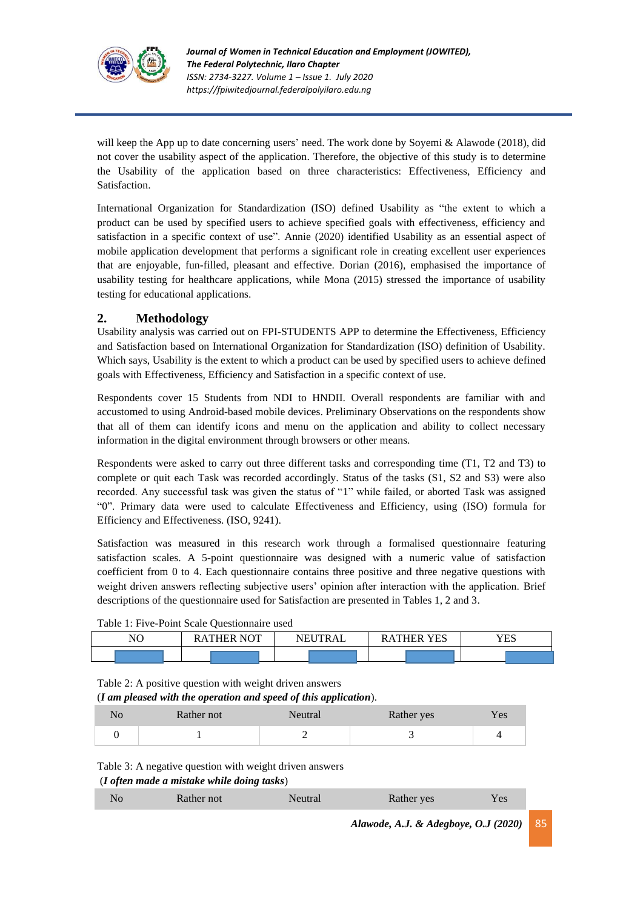will keep the App up to date concerning users' need. The work done by Soyemi & Alawode (2018), did not cover the usability aspect of the application. Therefore, the objective of this study is to determine the Usability of the application based on three characteristics: Effectiveness, Efficiency and Satisfaction.

International Organization for Standardization (ISO) defined Usability as "the extent to which a product can be used by specified users to achieve specified goals with effectiveness, efficiency and satisfaction in a specific context of use". Annie (2020) identified Usability as an essential aspect of mobile application development that performs a significant role in creating excellent user experiences that are enjoyable, fun-filled, pleasant and effective. Dorian (2016), emphasised the importance of usability testing for healthcare applications, while Mona (2015) stressed the importance of usability testing for educational applications.

## 2. Methodology

Usability analysis was carried out on FPI-STUDENTS APP to determine the Effectiveness, Efficiency and Satisfaction based on International Organization for Standardization (ISO) definition of Usability. Which says, Usability is the extent to which a product can be used by specified users to achieve defined goals with Effectiveness, Efficiency and Satisfaction in a specific context of use.

Respondents cover 15 Students from NDI to HNDII. Overall respondents are familiar with and accustomed to using Android-based mobile devices. Preliminary Observations on the respondents show that all of them can identify icons and menu on the application and ability to collect necessary information in the digital environment through browsers or other means.

Respondents were asked to carry out three different tasks and corresponding time (T1, T2 and T3) to complete or quit each Task was recorded accordingly. Status of the tasks (S1, S2 and S3) were also recorded. Any successful task was given the status of "1" while failed, or aborted Task was assigned "0". Primary data were used to calculate Effectiveness and Efficiency, using (ISO) formula for Efficiency and Effectiveness. (ISO, 9241).

Satisfaction was measured in this research work through a formalised questionnaire featuring satisfaction scales. A 5-point questionnaire was designed with a numeric value of satisfaction coefficient from 0 to 4. Each questionnaire contains three positive and three negative questions with weight driven answers reflecting subjective users' opinion after interaction with the application. Brief descriptions of the questionnaire used for Satisfaction are presented in Tables 1, 2 and 3.

Table 1: Five-Point Scale Questionnaire used

| NO | RATHER NOT | NEUTRAL | RATHER YES | YES |
|---|---|---|---|---|
| | | | | |

Table 2: A positive question with weight driven answers
(***I am pleased with the operation and speed of this application***).

| No | Rather not | Neutral | Rather yes | Yes |
|---|---|---|---|---|
| 0 | 1 | 2 | 3 | 4 |

Table 3: A negative question with weight driven answers
(***I often made a mistake while doing tasks***)

| No | Rather not | Neutral | Rather yes | Yes |
|---|---|---|---|---|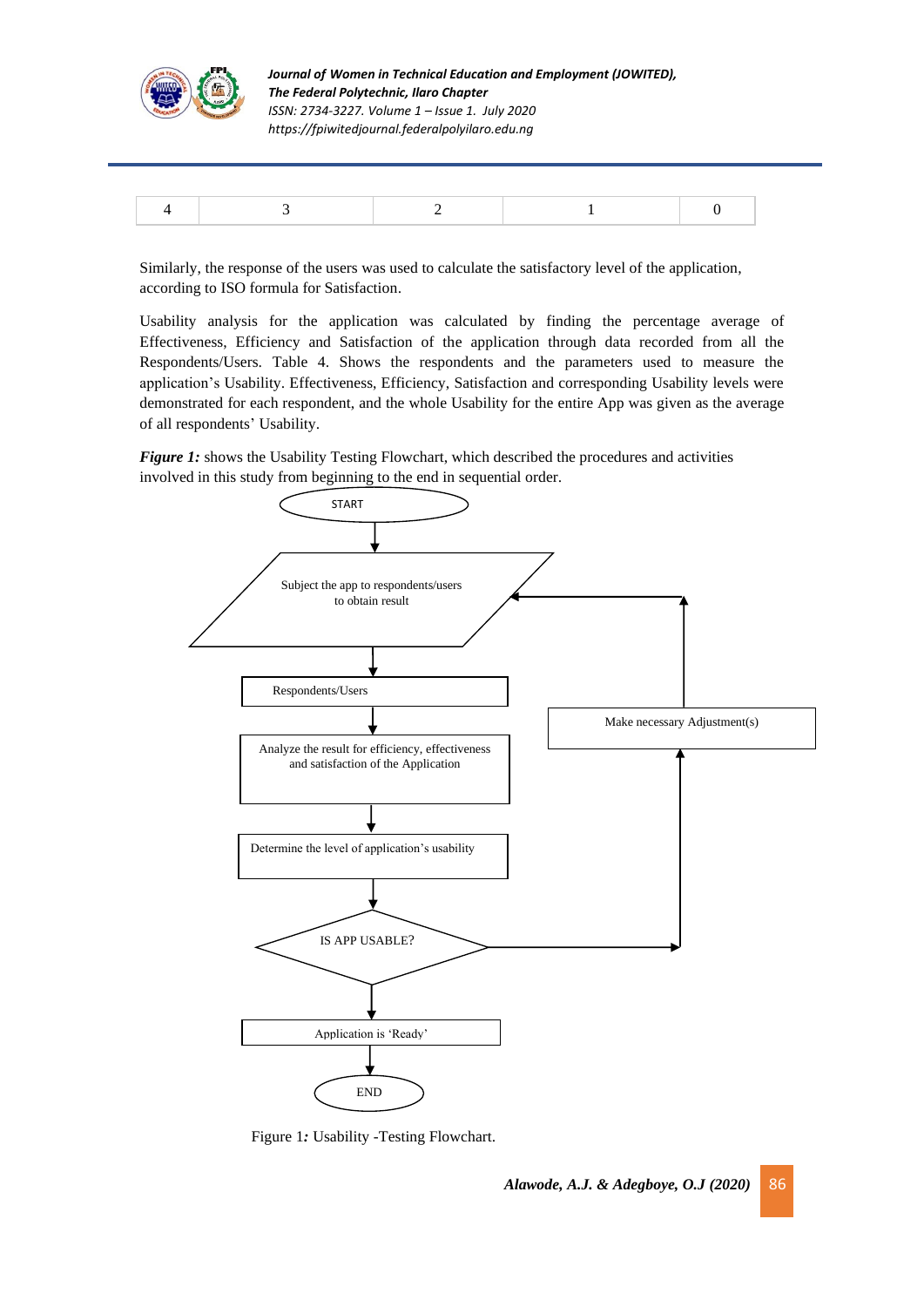| 4 | 3 | 2 | 1 | 0 |
|---|---|---|---|---|

Similarly, the response of the users was used to calculate the satisfactory level of the application, according to ISO formula for Satisfaction.

Usability analysis for the application was calculated by finding the percentage average of Effectiveness, Efficiency and Satisfaction of the application through data recorded from all the Respondents/Users. Table 4. Shows the respondents and the parameters used to measure the application's Usability. Effectiveness, Efficiency, Satisfaction and corresponding Usability levels were demonstrated for each respondent, and the whole Usability for the entire App was given as the average of all respondents' Usability.

***Figure 1:*** shows the Usability Testing Flowchart, which described the procedures and activities involved in this study from beginning to the end in sequential order.

```
START
  ↓
Subject the app to respondents/users to obtain result  ←──────────┐
  ↓                                                               │
Respondents/Users                                                 │
  ↓                                              Make necessary Adjustment(s)
Analyze the result for efficiency, effectiveness                  ↑
and satisfaction of the Application                               │
  ↓                                                               │
Determine the level of application's usability                    │
  ↓                                                               │
IS APP USABLE? ───────────────────────────────────────────────────┘
  ↓
Application is 'Ready'
  ↓
END
```

Figure 1*:* Usability -Testing Flowchart.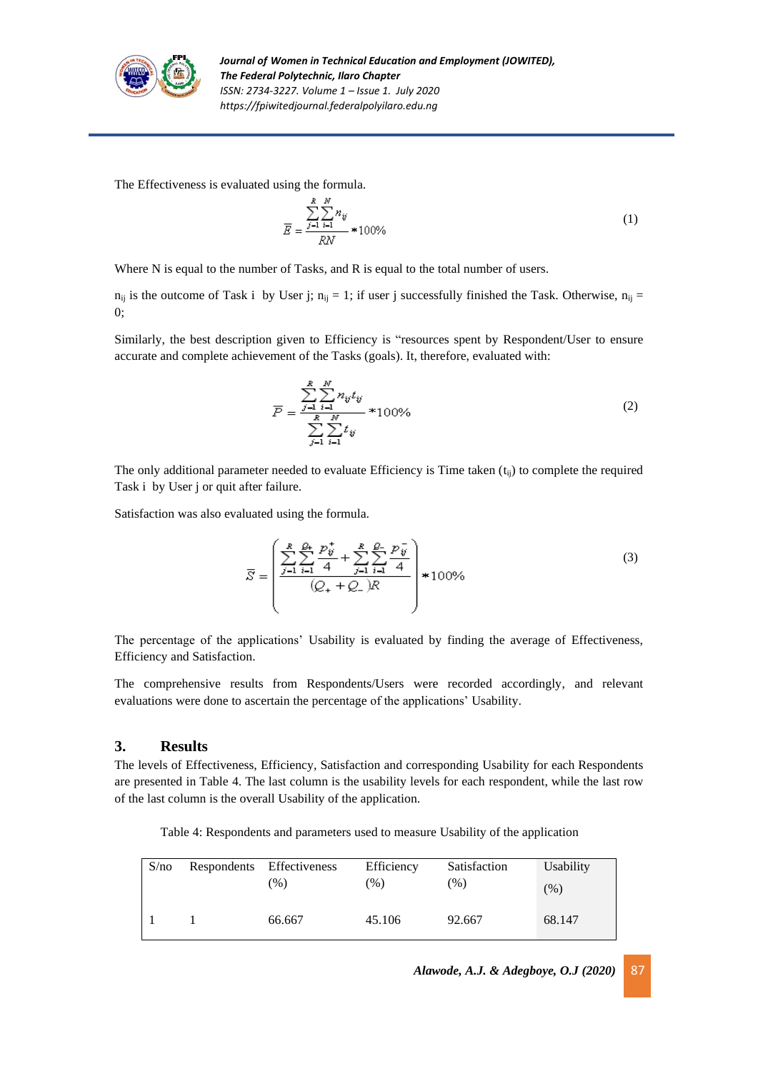The Effectiveness is evaluated using the formula.

$$\overline{E} = \frac{\sum_{j=1}^{R}\sum_{i=1}^{N} n_{ij}}{RN} * 100\% \tag{1}$$

Where N is equal to the number of Tasks, and R is equal to the total number of users.

$n_{ij}$ is the outcome of Task i by User j; $n_{ij} = 1$; if user j successfully finished the Task. Otherwise, $n_{ij} = 0$;

Similarly, the best description given to Efficiency is "resources spent by Respondent/User to ensure accurate and complete achievement of the Tasks (goals). It, therefore, evaluated with:

$$\overline{P} = \frac{\sum_{j=1}^{R}\sum_{i=1}^{N} n_{ij} t_{ij}}{\sum_{j=1}^{R}\sum_{i=1}^{N} t_{ij}} * 100\% \tag{2}$$

The only additional parameter needed to evaluate Efficiency is Time taken ($t_{ij}$) to complete the required Task i by User j or quit after failure.

Satisfaction was also evaluated using the formula.

$$\overline{S} = \left( \frac{\sum_{j=1}^{R}\sum_{i=1}^{Q_+} \frac{p_{ij}^{+}}{4} + \sum_{j=1}^{R}\sum_{i=1}^{Q_-} \frac{p_{ij}^{-}}{4}}{(Q_+ + Q_-)R} \right) * 100\% \tag{3}$$

The percentage of the applications' Usability is evaluated by finding the average of Effectiveness, Efficiency and Satisfaction.

The comprehensive results from Respondents/Users were recorded accordingly, and relevant evaluations were done to ascertain the percentage of the applications' Usability.

## 3. Results

The levels of Effectiveness, Efficiency, Satisfaction and corresponding Usability for each Respondents are presented in Table 4. The last column is the usability levels for each respondent, while the last row of the last column is the overall Usability of the application.

Table 4: Respondents and parameters used to measure Usability of the application

| S/no | Respondents | Effectiveness (%) | Efficiency (%) | Satisfaction (%) | Usability (%) |
|---|---|---|---|---|---|
| 1 | 1 | 66.667 | 45.106 | 92.667 | 68.147 |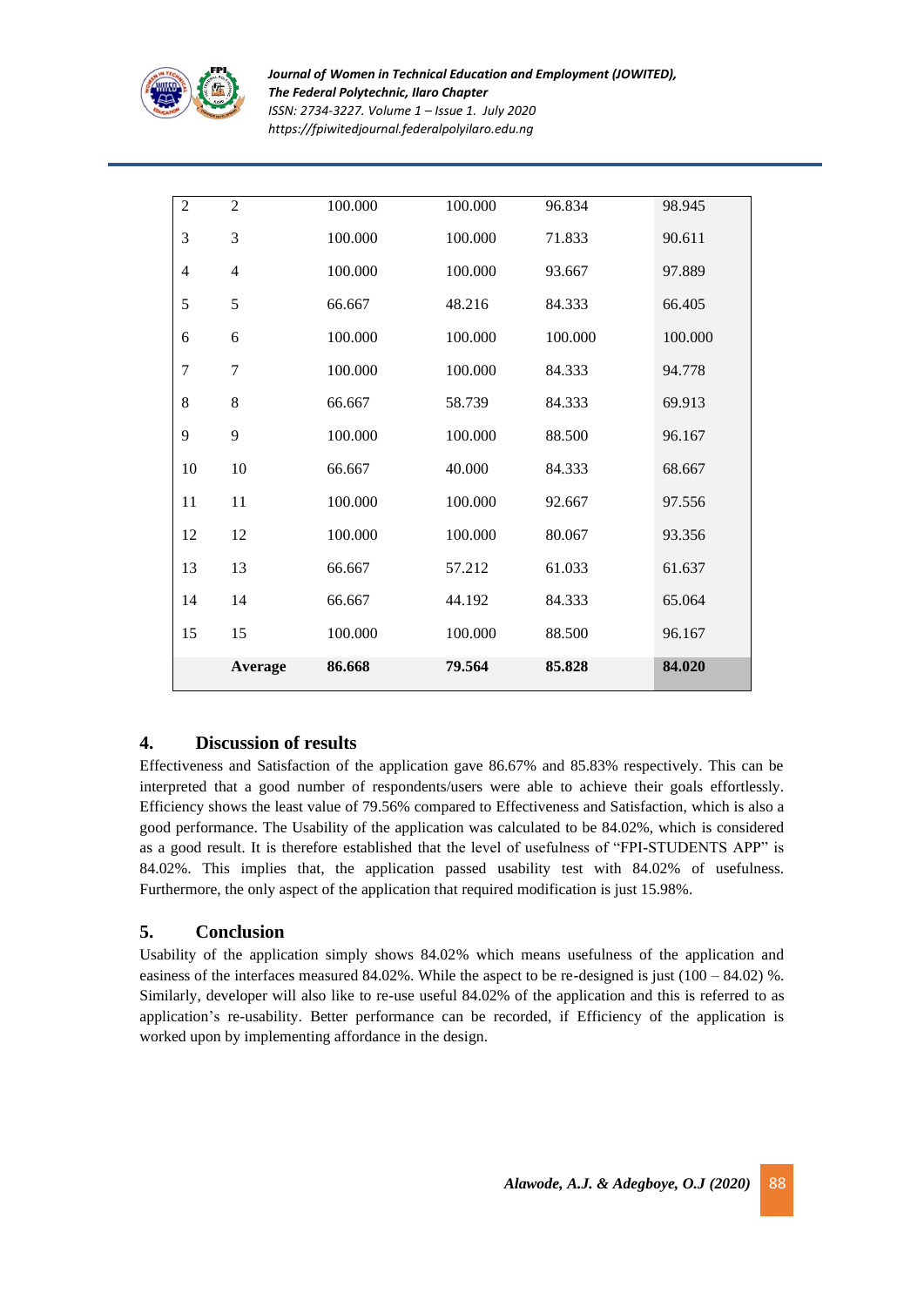| | | | | | |
|---|---|---|---|---|---|
| 2 | 2 | 100.000 | 100.000 | 96.834 | 98.945 |
| 3 | 3 | 100.000 | 100.000 | 71.833 | 90.611 |
| 4 | 4 | 100.000 | 100.000 | 93.667 | 97.889 |
| 5 | 5 | 66.667 | 48.216 | 84.333 | 66.405 |
| 6 | 6 | 100.000 | 100.000 | 100.000 | 100.000 |
| 7 | 7 | 100.000 | 100.000 | 84.333 | 94.778 |
| 8 | 8 | 66.667 | 58.739 | 84.333 | 69.913 |
| 9 | 9 | 100.000 | 100.000 | 88.500 | 96.167 |
| 10 | 10 | 66.667 | 40.000 | 84.333 | 68.667 |
| 11 | 11 | 100.000 | 100.000 | 92.667 | 97.556 |
| 12 | 12 | 100.000 | 100.000 | 80.067 | 93.356 |
| 13 | 13 | 66.667 | 57.212 | 61.033 | 61.637 |
| 14 | 14 | 66.667 | 44.192 | 84.333 | 65.064 |
| 15 | 15 | 100.000 | 100.000 | 88.500 | 96.167 |
| | **Average** | **86.668** | **79.564** | **85.828** | **84.020** |

## 4. Discussion of results

Effectiveness and Satisfaction of the application gave 86.67% and 85.83% respectively. This can be interpreted that a good number of respondents/users were able to achieve their goals effortlessly. Efficiency shows the least value of 79.56% compared to Effectiveness and Satisfaction, which is also a good performance. The Usability of the application was calculated to be 84.02%, which is considered as a good result. It is therefore established that the level of usefulness of "FPI-STUDENTS APP" is 84.02%. This implies that, the application passed usability test with 84.02% of usefulness. Furthermore, the only aspect of the application that required modification is just 15.98%.

## 5. Conclusion

Usability of the application simply shows 84.02% which means usefulness of the application and easiness of the interfaces measured 84.02%. While the aspect to be re-designed is just (100 – 84.02) %. Similarly, developer will also like to re-use useful 84.02% of the application and this is referred to as application's re-usability. Better performance can be recorded, if Efficiency of the application is worked upon by implementing affordance in the design.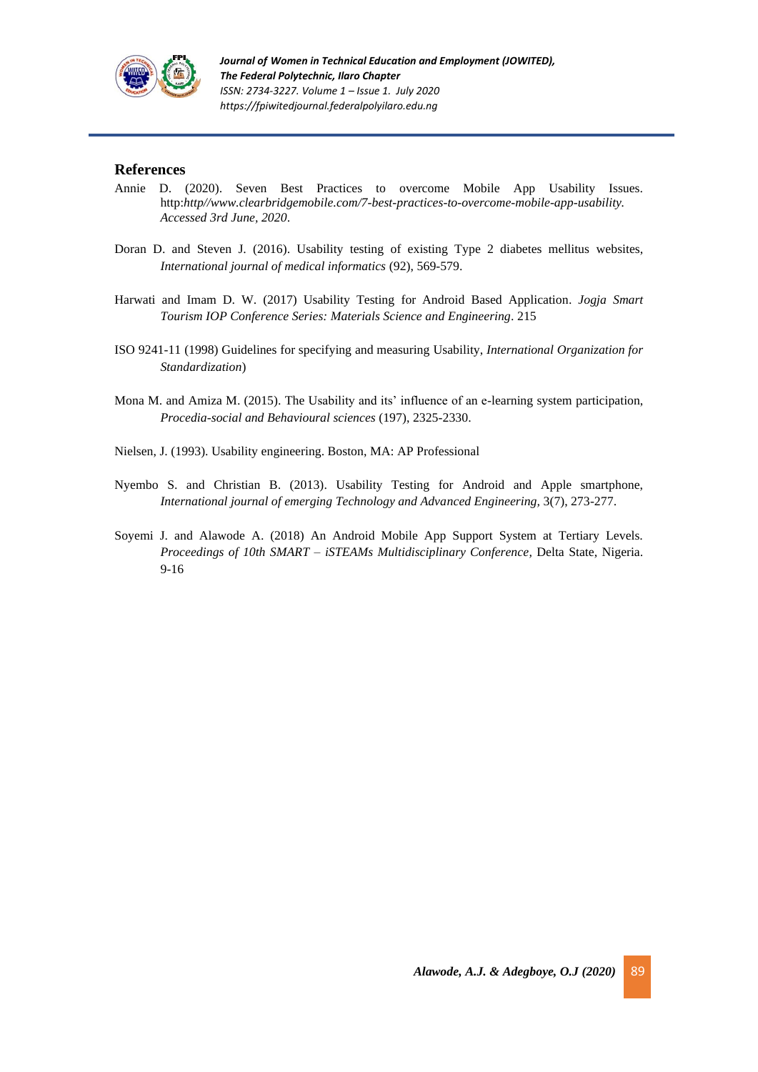## References

Annie D. (2020). Seven Best Practices to overcome Mobile App Usability Issues. http:*http//www.clearbridgemobile.com/7-best-practices-to-overcome-mobile-app-usability. Accessed 3rd June, 2020*.

Doran D. and Steven J. (2016). Usability testing of existing Type 2 diabetes mellitus websites, *International journal of medical informatics* (92), 569-579.

Harwati and Imam D. W. (2017) Usability Testing for Android Based Application. *Jogja Smart Tourism IOP Conference Series: Materials Science and Engineering*. 215

ISO 9241-11 (1998) Guidelines for specifying and measuring Usability, *International Organization for Standardization*)

Mona M. and Amiza M. (2015). The Usability and its' influence of an e-learning system participation, *Procedia-social and Behavioural sciences* (197), 2325-2330.

Nielsen, J. (1993). Usability engineering. Boston, MA: AP Professional

Nyembo S. and Christian B. (2013). Usability Testing for Android and Apple smartphone, *International journal of emerging Technology and Advanced Engineering*, 3(7), 273-277.

Soyemi J. and Alawode A. (2018) An Android Mobile App Support System at Tertiary Levels. *Proceedings of 10th SMART – iSTEAMs Multidisciplinary Conference*, Delta State, Nigeria. 9-16